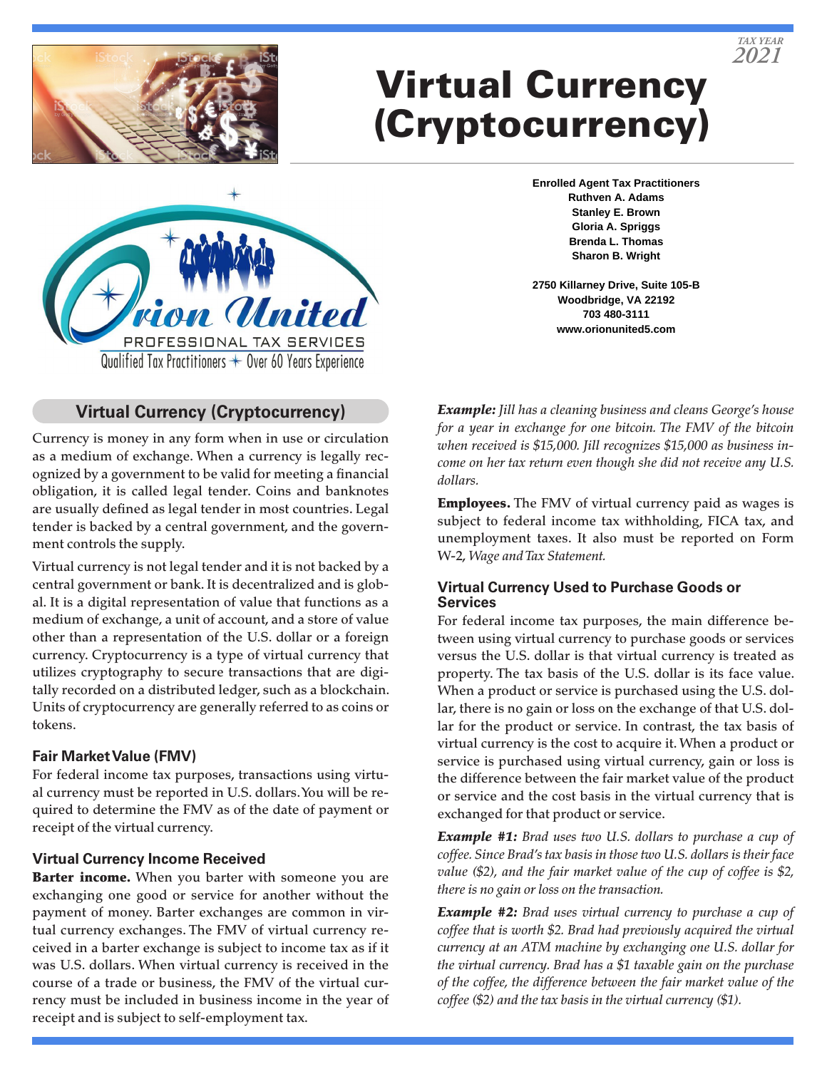TAX YEAR 2021

# Virtual Currency (Cryptocurrency)

Orion United
PROFESSIONAL TAX SERVICES
Qualified Tax Practitioners ✦ Over 60 Years Experience

**Enrolled Agent Tax Practitioners**
**Ruthven A. Adams**
**Stanley E. Brown**
**Gloria A. Spriggs**
**Brenda L. Thomas**
**Sharon B. Wright**

**2750 Killarney Drive, Suite 105-B**
**Woodbridge, VA 22192**
**703 480-3111**
**www.orionunited5.com**

## Virtual Currency (Cryptocurrency)

Currency is money in any form when in use or circulation as a medium of exchange. When a currency is legally recognized by a government to be valid for meeting a financial obligation, it is called legal tender. Coins and banknotes are usually defined as legal tender in most countries. Legal tender is backed by a central government, and the government controls the supply.

Virtual currency is not legal tender and it is not backed by a central government or bank. It is decentralized and is global. It is a digital representation of value that functions as a medium of exchange, a unit of account, and a store of value other than a representation of the U.S. dollar or a foreign currency. Cryptocurrency is a type of virtual currency that utilizes cryptography to secure transactions that are digitally recorded on a distributed ledger, such as a blockchain. Units of cryptocurrency are generally referred to as coins or tokens.

### Fair Market Value (FMV)

For federal income tax purposes, transactions using virtual currency must be reported in U.S. dollars. You will be required to determine the FMV as of the date of payment or receipt of the virtual currency.

### Virtual Currency Income Received

**Barter income.** When you barter with someone you are exchanging one good or service for another without the payment of money. Barter exchanges are common in virtual currency exchanges. The FMV of virtual currency received in a barter exchange is subject to income tax as if it was U.S. dollars. When virtual currency is received in the course of a trade or business, the FMV of the virtual currency must be included in business income in the year of receipt and is subject to self-employment tax.

***Example:*** *Jill has a cleaning business and cleans George's house for a year in exchange for one bitcoin. The FMV of the bitcoin when received is $15,000. Jill recognizes $15,000 as business income on her tax return even though she did not receive any U.S. dollars.*

**Employees.** The FMV of virtual currency paid as wages is subject to federal income tax withholding, FICA tax, and unemployment taxes. It also must be reported on Form W-2, *Wage and Tax Statement.*

### Virtual Currency Used to Purchase Goods or Services

For federal income tax purposes, the main difference between using virtual currency to purchase goods or services versus the U.S. dollar is that virtual currency is treated as property. The tax basis of the U.S. dollar is its face value. When a product or service is purchased using the U.S. dollar, there is no gain or loss on the exchange of that U.S. dollar for the product or service. In contrast, the tax basis of virtual currency is the cost to acquire it. When a product or service is purchased using virtual currency, gain or loss is the difference between the fair market value of the product or service and the cost basis in the virtual currency that is exchanged for that product or service.

***Example #1:*** *Brad uses two U.S. dollars to purchase a cup of coffee. Since Brad's tax basis in those two U.S. dollars is their face value ($2), and the fair market value of the cup of coffee is $2, there is no gain or loss on the transaction.*

***Example #2:*** *Brad uses virtual currency to purchase a cup of coffee that is worth $2. Brad had previously acquired the virtual currency at an ATM machine by exchanging one U.S. dollar for the virtual currency. Brad has a $1 taxable gain on the purchase of the coffee, the difference between the fair market value of the coffee ($2) and the tax basis in the virtual currency ($1).*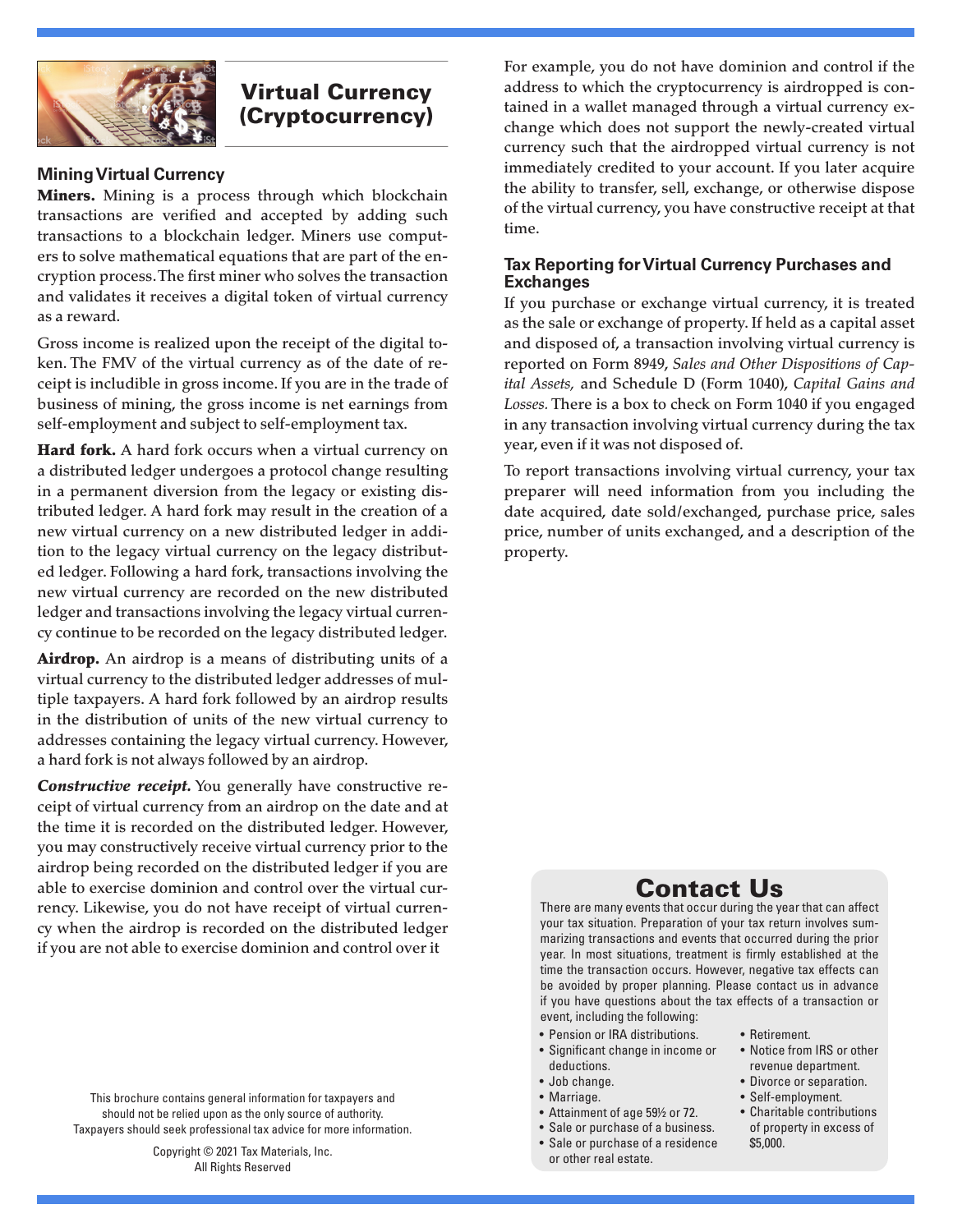# Virtual Currency (Cryptocurrency)

## Mining Virtual Currency

**Miners.** Mining is a process through which blockchain transactions are verified and accepted by adding such transactions to a blockchain ledger. Miners use computers to solve mathematical equations that are part of the encryption process. The first miner who solves the transaction and validates it receives a digital token of virtual currency as a reward.

Gross income is realized upon the receipt of the digital token. The FMV of the virtual currency as of the date of receipt is includible in gross income. If you are in the trade of business of mining, the gross income is net earnings from self-employment and subject to self-employment tax.

**Hard fork.** A hard fork occurs when a virtual currency on a distributed ledger undergoes a protocol change resulting in a permanent diversion from the legacy or existing distributed ledger. A hard fork may result in the creation of a new virtual currency on a new distributed ledger in addition to the legacy virtual currency on the legacy distributed ledger. Following a hard fork, transactions involving the new virtual currency are recorded on the new distributed ledger and transactions involving the legacy virtual currency continue to be recorded on the legacy distributed ledger.

**Airdrop.** An airdrop is a means of distributing units of a virtual currency to the distributed ledger addresses of multiple taxpayers. A hard fork followed by an airdrop results in the distribution of units of the new virtual currency to addresses containing the legacy virtual currency. However, a hard fork is not always followed by an airdrop.

***Constructive receipt.*** You generally have constructive receipt of virtual currency from an airdrop on the date and at the time it is recorded on the distributed ledger. However, you may constructively receive virtual currency prior to the airdrop being recorded on the distributed ledger if you are able to exercise dominion and control over the virtual currency. Likewise, you do not have receipt of virtual currency when the airdrop is recorded on the distributed ledger if you are not able to exercise dominion and control over it

For example, you do not have dominion and control if the address to which the cryptocurrency is airdropped is contained in a wallet managed through a virtual currency exchange which does not support the newly-created virtual currency such that the airdropped virtual currency is not immediately credited to your account. If you later acquire the ability to transfer, sell, exchange, or otherwise dispose of the virtual currency, you have constructive receipt at that time.

## Tax Reporting for Virtual Currency Purchases and Exchanges

If you purchase or exchange virtual currency, it is treated as the sale or exchange of property. If held as a capital asset and disposed of, a transaction involving virtual currency is reported on Form 8949, *Sales and Other Dispositions of Capital Assets,* and Schedule D (Form 1040), *Capital Gains and Losses.* There is a box to check on Form 1040 if you engaged in any transaction involving virtual currency during the tax year, even if it was not disposed of.

To report transactions involving virtual currency, your tax preparer will need information from you including the date acquired, date sold/exchanged, purchase price, sales price, number of units exchanged, and a description of the property.

This brochure contains general information for taxpayers and should not be relied upon as the only source of authority. Taxpayers should seek professional tax advice for more information.

Copyright © 2021 Tax Materials, Inc.
All Rights Reserved

## Contact Us

There are many events that occur during the year that can affect your tax situation. Preparation of your tax return involves summarizing transactions and events that occurred during the prior year. In most situations, treatment is firmly established at the time the transaction occurs. However, negative tax effects can be avoided by proper planning. Please contact us in advance if you have questions about the tax effects of a transaction or event, including the following:

- Pension or IRA distributions.
- Significant change in income or deductions.
- Job change.
- Marriage.
- Attainment of age 59½ or 72.
- Sale or purchase of a business.
- Sale or purchase of a residence or other real estate.
- Retirement.
- Notice from IRS or other revenue department.
- Divorce or separation.
- Self-employment.
- Charitable contributions of property in excess of $5,000.